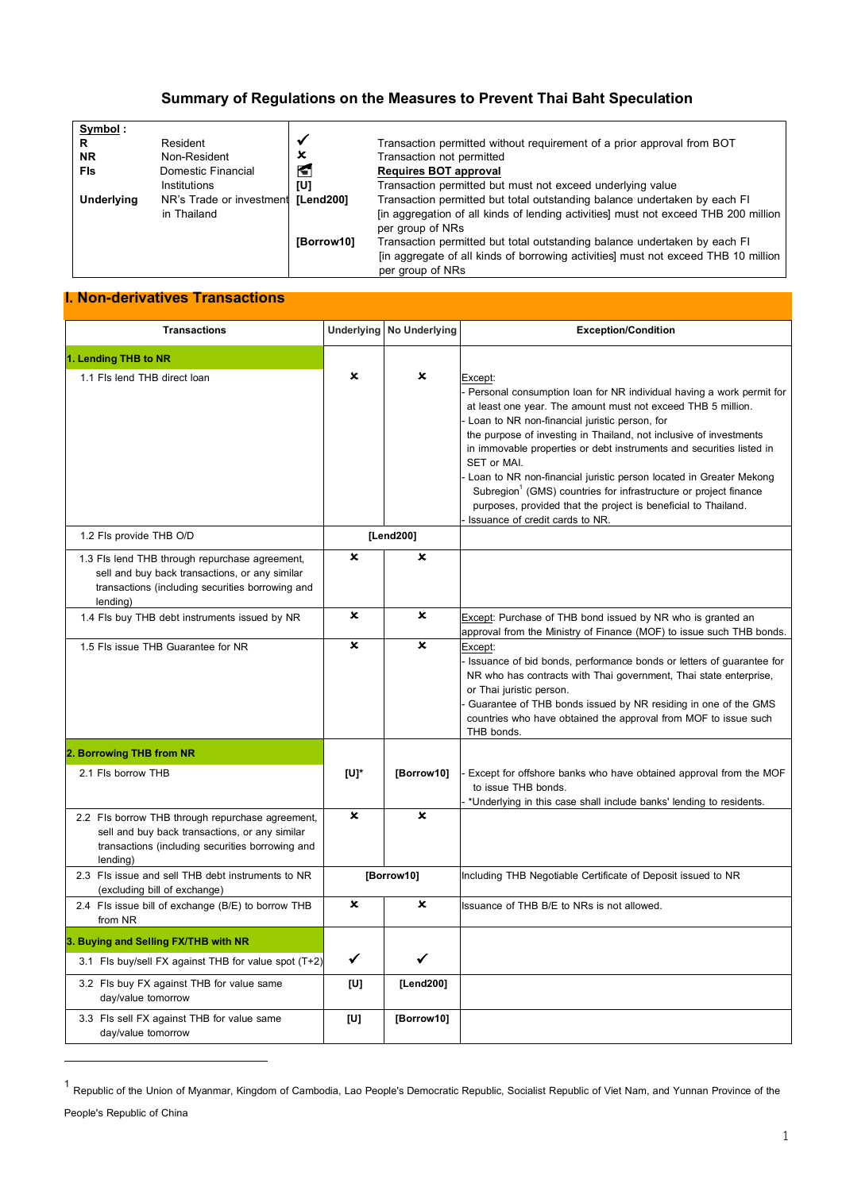# Summary of Regulations on the Measures to Prevent Thai Baht Speculation

| **Symbol** : | | | |
|---|---|---|---|
| **R** | Resident | ✓ | Transaction permitted without requirement of a prior approval from BOT |
| **NR** | Non-Resident | ✗ | Transaction not permitted |
| **FIs** | Domestic Financial Institutions | 📋 | **Requires BOT approval** |
| | | **[U]** | Transaction permitted but must not exceed underlying value |
| **Underlying** | NR's Trade or investment in Thailand | **[Lend200]** | Transaction permitted but total outstanding balance undertaken by each FI [in aggregation of all kinds of lending activities] must not exceed THB 200 million per group of NRs |
| | | **[Borrow10]** | Transaction permitted but total outstanding balance undertaken by each FI [in aggregate of all kinds of borrowing activities] must not exceed THB 10 million per group of NRs |

## I. Non-derivatives Transactions

| Transactions | Underlying | No Underlying | Exception/Condition |
|---|---|---|---|
| **1. Lending THB to NR** | | | |
| 1.1 FIs lend THB direct loan | ✗ | ✗ | Except:<br>- Personal consumption loan for NR individual having a work permit for at least one year. The amount must not exceed THB 5 million.<br>- Loan to NR non-financial juristic person, for the purpose of investing in Thailand, not inclusive of investments in immovable properties or debt instruments and securities listed in SET or MAI.<br>- Loan to NR non-financial juristic person located in Greater Mekong Subregion[1] (GMS) countries for infrastructure or project finance purposes, provided that the project is beneficial to Thailand.<br>- Issuance of credit cards to NR. |
| 1.2 FIs provide THB O/D | [Lend200] | | |
| 1.3 FIs lend THB through repurchase agreement, sell and buy back transactions, or any similar transactions (including securities borrowing and lending) | ✗ | ✗ | |
| 1.4 FIs buy THB debt instruments issued by NR | ✗ | ✗ | Except: Purchase of THB bond issued by NR who is granted an approval from the Ministry of Finance (MOF) to issue such THB bonds. |
| 1.5 FIs issue THB Guarantee for NR | ✗ | ✗ | Except:<br>- Issuance of bid bonds, performance bonds or letters of guarantee for NR who has contracts with Thai government, Thai state enterprise, or Thai juristic person.<br>- Guarantee of THB bonds issued by NR residing in one of the GMS countries who have obtained the approval from MOF to issue such THB bonds. |
| **2. Borrowing THB from NR** | | | |
| 2.1 FIs borrow THB | [U]* | [Borrow10] | - Except for offshore banks who have obtained approval from the MOF to issue THB bonds.<br>- *Underlying in this case shall include banks' lending to residents. |
| 2.2 FIs borrow THB through repurchase agreement, sell and buy back transactions, or any similar transactions (including securities borrowing and lending) | ✗ | ✗ | |
| 2.3 FIs issue and sell THB debt instruments to NR (excluding bill of exchange) | [Borrow10] | | Including THB Negotiable Certificate of Deposit issued to NR |
| 2.4 FIs issue bill of exchange (B/E) to borrow THB from NR | ✗ | ✗ | Issuance of THB B/E to NRs is not allowed. |
| **3. Buying and Selling FX/THB with NR** | | | |
| 3.1 FIs buy/sell FX against THB for value spot (T+2) | ✓ | ✓ | |
| 3.2 FIs buy FX against THB for value same day/value tomorrow | [U] | [Lend200] | |
| 3.3 FIs sell FX against THB for value same day/value tomorrow | [U] | [Borrow10] | |

---

[1] Republic of the Union of Myanmar, Kingdom of Cambodia, Lao People's Democratic Republic, Socialist Republic of Viet Nam, and Yunnan Province of the People's Republic of China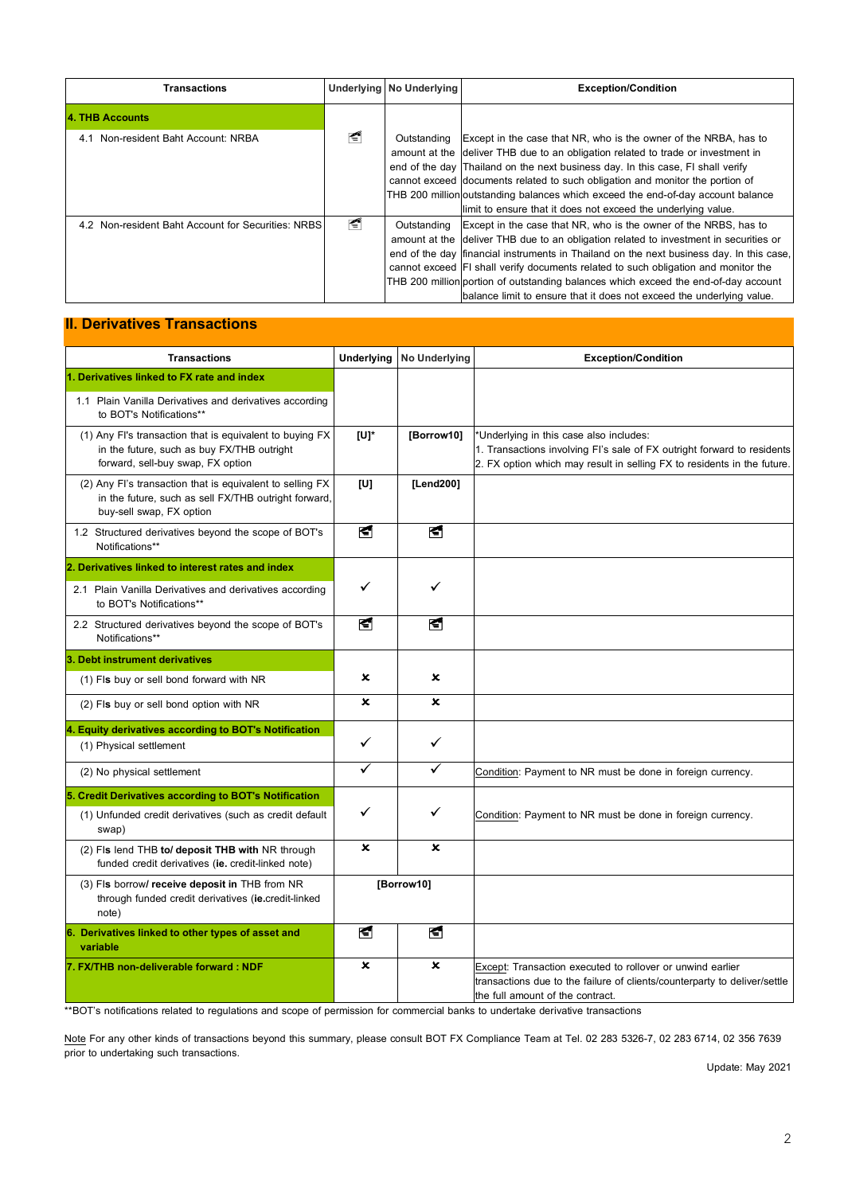| Transactions | Underlying | No Underlying | Exception/Condition |
|---|---|---|---|
| **4. THB Accounts** | | | |
| 4.1 Non-resident Baht Account: NRBA | ✉ | Outstanding amount at the end of the day cannot exceed THB 200 million | Except in the case that NR, who is the owner of the NRBA, has to deliver THB due to an obligation related to trade or investment in Thailand on the next business day. In this case, FI shall verify documents related to such obligation and monitor the portion of outstanding balances which exceed the end-of-day account balance limit to ensure that it does not exceed the underlying value. |
| 4.2 Non-resident Baht Account for Securities: NRBS | ✉ | Outstanding amount at the end of the day cannot exceed THB 200 million | Except in the case that NR, who is the owner of the NRBS, has to deliver THB due to an obligation related to investment in securities or financial instruments in Thailand on the next business day. In this case, FI shall verify documents related to such obligation and monitor the portion of outstanding balances which exceed the end-of-day account balance limit to ensure that it does not exceed the underlying value. |

## II. Derivatives Transactions

| Transactions | Underlying | No Underlying | Exception/Condition |
|---|---|---|---|
| **1. Derivatives linked to FX rate and index** | | | |
| 1.1 Plain Vanilla Derivatives and derivatives according to BOT's Notifications** | | | |
| (1) Any FI's transaction that is equivalent to buying FX in the future, such as buy FX/THB outright forward, sell-buy swap, FX option | **[U]*** | **[Borrow10]** | *Underlying in this case also includes:<br>1. Transactions involving FI's sale of FX outright forward to residents<br>2. FX option which may result in selling FX to residents in the future. |
| (2) Any FI's transaction that is equivalent to selling FX in the future, such as sell FX/THB outright forward, buy-sell swap, FX option | **[U]** | **[Lend200]** | |
| 1.2 Structured derivatives beyond the scope of BOT's Notifications** | ✉ | ✉ | |
| **2. Derivatives linked to interest rates and index** | | | |
| 2.1 Plain Vanilla Derivatives and derivatives according to BOT's Notifications** | ✓ | ✓ | |
| 2.2 Structured derivatives beyond the scope of BOT's Notifications** | ✉ | ✉ | |
| **3. Debt instrument derivatives** | | | |
| (1) FIs buy or sell bond forward with NR | ✗ | ✗ | |
| (2) FIs buy or sell bond option with NR | ✗ | ✗ | |
| **4. Equity derivatives according to BOT's Notification** | | | |
| (1) Physical settlement | ✓ | ✓ | |
| (2) No physical settlement | ✓ | ✓ | Condition: Payment to NR must be done in foreign currency. |
| **5. Credit Derivatives according to BOT's Notification** | | | |
| (1) Unfunded credit derivatives (such as credit default swap) | ✓ | ✓ | Condition: Payment to NR must be done in foreign currency. |
| (2) FIs lend THB **to/ deposit THB with** NR through funded credit derivatives (**ie.** credit-linked note) | ✗ | ✗ | |
| (3) FIs borrow/ **receive deposit in** THB from NR through funded credit derivatives (**ie.**credit-linked note) | **[Borrow10]** | | |
| **6. Derivatives linked to other types of asset and variable** | ✉ | ✉ | |
| **7. FX/THB non-deliverable forward : NDF** | ✗ | ✗ | Except: Transaction executed to rollover or unwind earlier transactions due to the failure of clients/counterparty to deliver/settle the full amount of the contract. |

**BOT's notifications related to regulations and scope of permission for commercial banks to undertake derivative transactions

Note For any other kinds of transactions beyond this summary, please consult BOT FX Compliance Team at Tel. 02 283 5326-7, 02 283 6714, 02 356 7639 prior to undertaking such transactions.

Update: May 2021